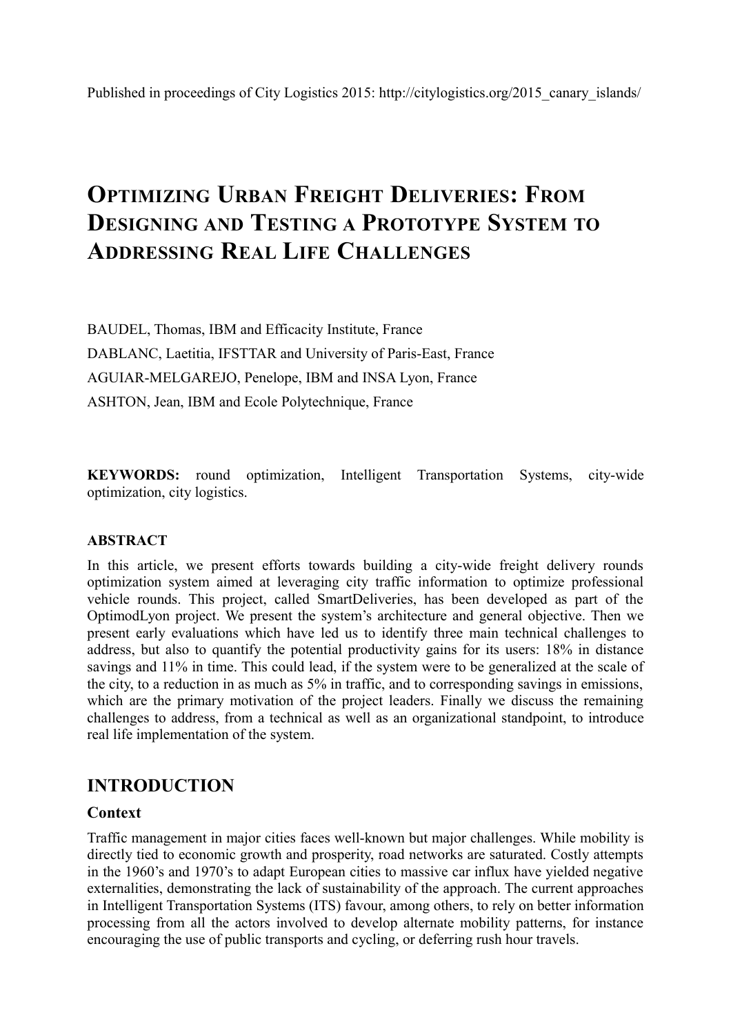Published in proceedings of City Logistics 2015: http://citylogistics.org/2015_canary_islands/

# Optimizing Urban Freight Deliveries: From Designing and Testing a Prototype System to Addressing Real Life Challenges

BAUDEL, Thomas, IBM and Efficacity Institute, France

DABLANC, Laetitia, IFSTTAR and University of Paris-East, France

AGUIAR-MELGAREJO, Penelope, IBM and INSA Lyon, France

ASHTON, Jean, IBM and Ecole Polytechnique, France

**KEYWORDS:** round optimization, Intelligent Transportation Systems, city-wide optimization, city logistics.

### ABSTRACT

In this article, we present efforts towards building a city-wide freight delivery rounds optimization system aimed at leveraging city traffic information to optimize professional vehicle rounds. This project, called SmartDeliveries, has been developed as part of the OptimodLyon project. We present the system's architecture and general objective. Then we present early evaluations which have led us to identify three main technical challenges to address, but also to quantify the potential productivity gains for its users: 18% in distance savings and 11% in time. This could lead, if the system were to be generalized at the scale of the city, to a reduction in as much as 5% in traffic, and to corresponding savings in emissions, which are the primary motivation of the project leaders. Finally we discuss the remaining challenges to address, from a technical as well as an organizational standpoint, to introduce real life implementation of the system.

## INTRODUCTION

### Context

Traffic management in major cities faces well-known but major challenges. While mobility is directly tied to economic growth and prosperity, road networks are saturated. Costly attempts in the 1960's and 1970's to adapt European cities to massive car influx have yielded negative externalities, demonstrating the lack of sustainability of the approach. The current approaches in Intelligent Transportation Systems (ITS) favour, among others, to rely on better information processing from all the actors involved to develop alternate mobility patterns, for instance encouraging the use of public transports and cycling, or deferring rush hour travels.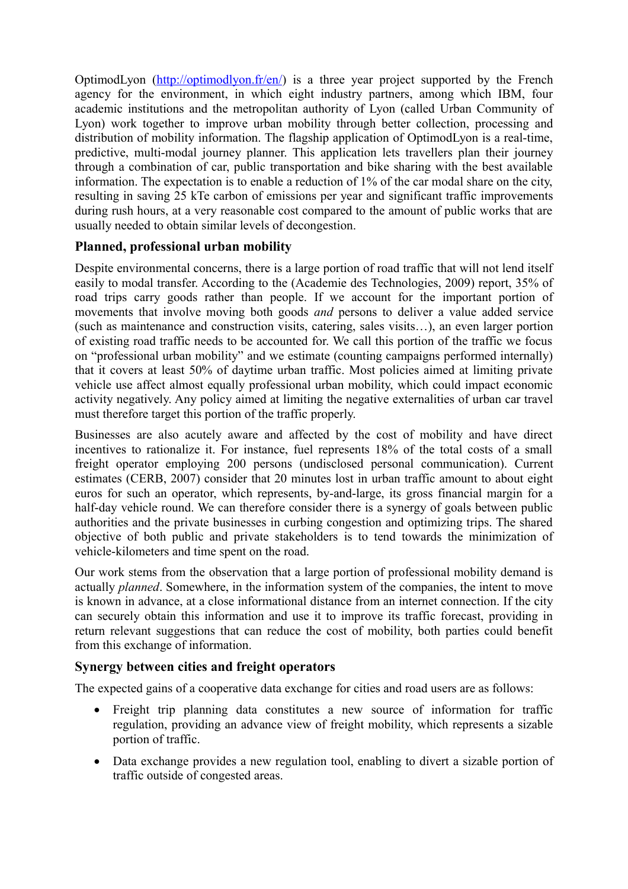OptimodLyon (http://optimodlyon.fr/en/) is a three year project supported by the French agency for the environment, in which eight industry partners, among which IBM, four academic institutions and the metropolitan authority of Lyon (called Urban Community of Lyon) work together to improve urban mobility through better collection, processing and distribution of mobility information. The flagship application of OptimodLyon is a real-time, predictive, multi-modal journey planner. This application lets travellers plan their journey through a combination of car, public transportation and bike sharing with the best available information. The expectation is to enable a reduction of 1% of the car modal share on the city, resulting in saving 25 kTe carbon of emissions per year and significant traffic improvements during rush hours, at a very reasonable cost compared to the amount of public works that are usually needed to obtain similar levels of decongestion.

## Planned, professional urban mobility

Despite environmental concerns, there is a large portion of road traffic that will not lend itself easily to modal transfer. According to the (Academie des Technologies, 2009) report, 35% of road trips carry goods rather than people. If we account for the important portion of movements that involve moving both goods *and* persons to deliver a value added service (such as maintenance and construction visits, catering, sales visits…), an even larger portion of existing road traffic needs to be accounted for. We call this portion of the traffic we focus on "professional urban mobility" and we estimate (counting campaigns performed internally) that it covers at least 50% of daytime urban traffic. Most policies aimed at limiting private vehicle use affect almost equally professional urban mobility, which could impact economic activity negatively. Any policy aimed at limiting the negative externalities of urban car travel must therefore target this portion of the traffic properly.

Businesses are also acutely aware and affected by the cost of mobility and have direct incentives to rationalize it. For instance, fuel represents 18% of the total costs of a small freight operator employing 200 persons (undisclosed personal communication). Current estimates (CERB, 2007) consider that 20 minutes lost in urban traffic amount to about eight euros for such an operator, which represents, by-and-large, its gross financial margin for a half-day vehicle round. We can therefore consider there is a synergy of goals between public authorities and the private businesses in curbing congestion and optimizing trips. The shared objective of both public and private stakeholders is to tend towards the minimization of vehicle-kilometers and time spent on the road.

Our work stems from the observation that a large portion of professional mobility demand is actually *planned*. Somewhere, in the information system of the companies, the intent to move is known in advance, at a close informational distance from an internet connection. If the city can securely obtain this information and use it to improve its traffic forecast, providing in return relevant suggestions that can reduce the cost of mobility, both parties could benefit from this exchange of information.

## Synergy between cities and freight operators

The expected gains of a cooperative data exchange for cities and road users are as follows:

- Freight trip planning data constitutes a new source of information for traffic regulation, providing an advance view of freight mobility, which represents a sizable portion of traffic.
- Data exchange provides a new regulation tool, enabling to divert a sizable portion of traffic outside of congested areas.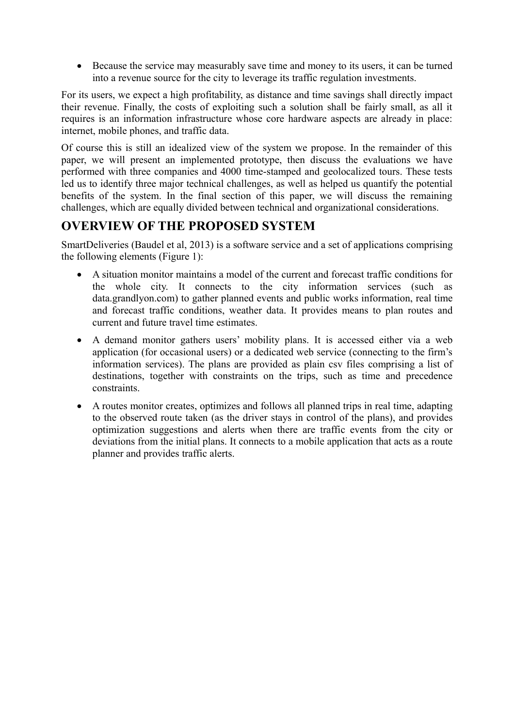- Because the service may measurably save time and money to its users, it can be turned into a revenue source for the city to leverage its traffic regulation investments.

For its users, we expect a high profitability, as distance and time savings shall directly impact their revenue. Finally, the costs of exploiting such a solution shall be fairly small, as all it requires is an information infrastructure whose core hardware aspects are already in place: internet, mobile phones, and traffic data.

Of course this is still an idealized view of the system we propose. In the remainder of this paper, we will present an implemented prototype, then discuss the evaluations we have performed with three companies and 4000 time-stamped and geolocalized tours. These tests led us to identify three major technical challenges, as well as helped us quantify the potential benefits of the system. In the final section of this paper, we will discuss the remaining challenges, which are equally divided between technical and organizational considerations.

## OVERVIEW OF THE PROPOSED SYSTEM

SmartDeliveries (Baudel et al, 2013) is a software service and a set of applications comprising the following elements (Figure 1):

- A situation monitor maintains a model of the current and forecast traffic conditions for the whole city. It connects to the city information services (such as data.grandlyon.com) to gather planned events and public works information, real time and forecast traffic conditions, weather data. It provides means to plan routes and current and future travel time estimates.
- A demand monitor gathers users' mobility plans. It is accessed either via a web application (for occasional users) or a dedicated web service (connecting to the firm's information services). The plans are provided as plain csv files comprising a list of destinations, together with constraints on the trips, such as time and precedence constraints.
- A routes monitor creates, optimizes and follows all planned trips in real time, adapting to the observed route taken (as the driver stays in control of the plans), and provides optimization suggestions and alerts when there are traffic events from the city or deviations from the initial plans. It connects to a mobile application that acts as a route planner and provides traffic alerts.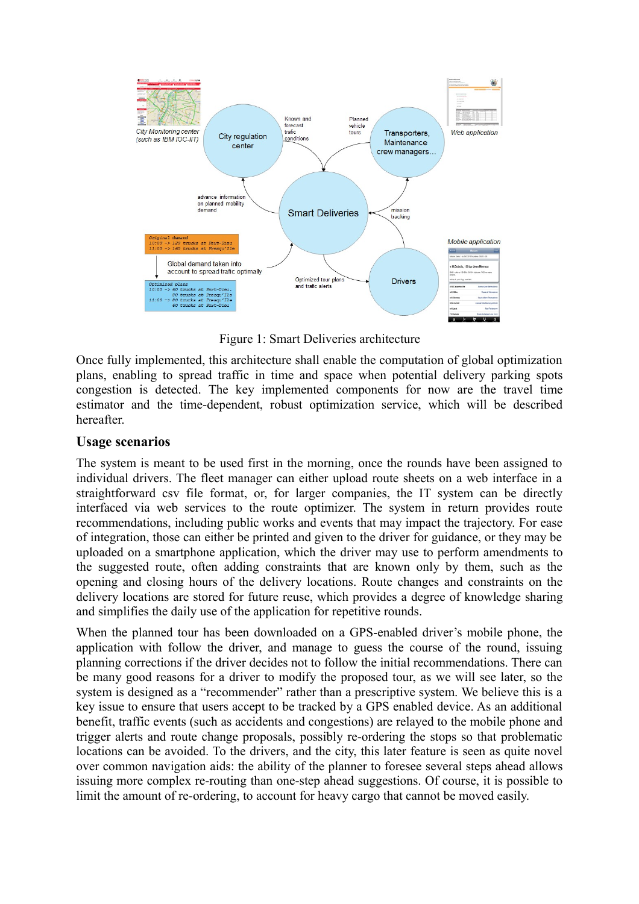Figure 1: Smart Deliveries architecture

Once fully implemented, this architecture shall enable the computation of global optimization plans, enabling to spread traffic in time and space when potential delivery parking spots congestion is detected. The key implemented components for now are the travel time estimator and the time-dependent, robust optimization service, which will be described hereafter.

## Usage scenarios

The system is meant to be used first in the morning, once the rounds have been assigned to individual drivers. The fleet manager can either upload route sheets on a web interface in a straightforward csv file format, or, for larger companies, the IT system can be directly interfaced via web services to the route optimizer. The system in return provides route recommendations, including public works and events that may impact the trajectory. For ease of integration, those can either be printed and given to the driver for guidance, or they may be uploaded on a smartphone application, which the driver may use to perform amendments to the suggested route, often adding constraints that are known only by them, such as the opening and closing hours of the delivery locations. Route changes and constraints on the delivery locations are stored for future reuse, which provides a degree of knowledge sharing and simplifies the daily use of the application for repetitive rounds.

When the planned tour has been downloaded on a GPS-enabled driver's mobile phone, the application with follow the driver, and manage to guess the course of the round, issuing planning corrections if the driver decides not to follow the initial recommendations. There can be many good reasons for a driver to modify the proposed tour, as we will see later, so the system is designed as a "recommender" rather than a prescriptive system. We believe this is a key issue to ensure that users accept to be tracked by a GPS enabled device. As an additional benefit, traffic events (such as accidents and congestions) are relayed to the mobile phone and trigger alerts and route change proposals, possibly re-ordering the stops so that problematic locations can be avoided. To the drivers, and the city, this later feature is seen as quite novel over common navigation aids: the ability of the planner to foresee several steps ahead allows issuing more complex re-routing than one-step ahead suggestions. Of course, it is possible to limit the amount of re-ordering, to account for heavy cargo that cannot be moved easily.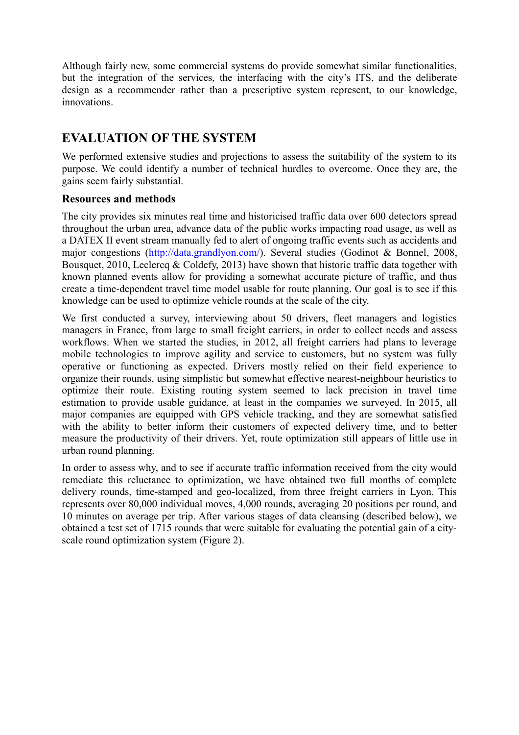Although fairly new, some commercial systems do provide somewhat similar functionalities, but the integration of the services, the interfacing with the city's ITS, and the deliberate design as a recommender rather than a prescriptive system represent, to our knowledge, innovations.

## EVALUATION OF THE SYSTEM

We performed extensive studies and projections to assess the suitability of the system to its purpose. We could identify a number of technical hurdles to overcome. Once they are, the gains seem fairly substantial.

### Resources and methods

The city provides six minutes real time and historicised traffic data over 600 detectors spread throughout the urban area, advance data of the public works impacting road usage, as well as a DATEX II event stream manually fed to alert of ongoing traffic events such as accidents and major congestions (http://data.grandlyon.com/). Several studies (Godinot & Bonnel, 2008, Bousquet, 2010, Leclercq & Coldefy, 2013) have shown that historic traffic data together with known planned events allow for providing a somewhat accurate picture of traffic, and thus create a time-dependent travel time model usable for route planning. Our goal is to see if this knowledge can be used to optimize vehicle rounds at the scale of the city.

We first conducted a survey, interviewing about 50 drivers, fleet managers and logistics managers in France, from large to small freight carriers, in order to collect needs and assess workflows. When we started the studies, in 2012, all freight carriers had plans to leverage mobile technologies to improve agility and service to customers, but no system was fully operative or functioning as expected. Drivers mostly relied on their field experience to organize their rounds, using simplistic but somewhat effective nearest-neighbour heuristics to optimize their route. Existing routing system seemed to lack precision in travel time estimation to provide usable guidance, at least in the companies we surveyed. In 2015, all major companies are equipped with GPS vehicle tracking, and they are somewhat satisfied with the ability to better inform their customers of expected delivery time, and to better measure the productivity of their drivers. Yet, route optimization still appears of little use in urban round planning.

In order to assess why, and to see if accurate traffic information received from the city would remediate this reluctance to optimization, we have obtained two full months of complete delivery rounds, time-stamped and geo-localized, from three freight carriers in Lyon. This represents over 80,000 individual moves, 4,000 rounds, averaging 20 positions per round, and 10 minutes on average per trip. After various stages of data cleansing (described below), we obtained a test set of 1715 rounds that were suitable for evaluating the potential gain of a city-scale round optimization system (Figure 2).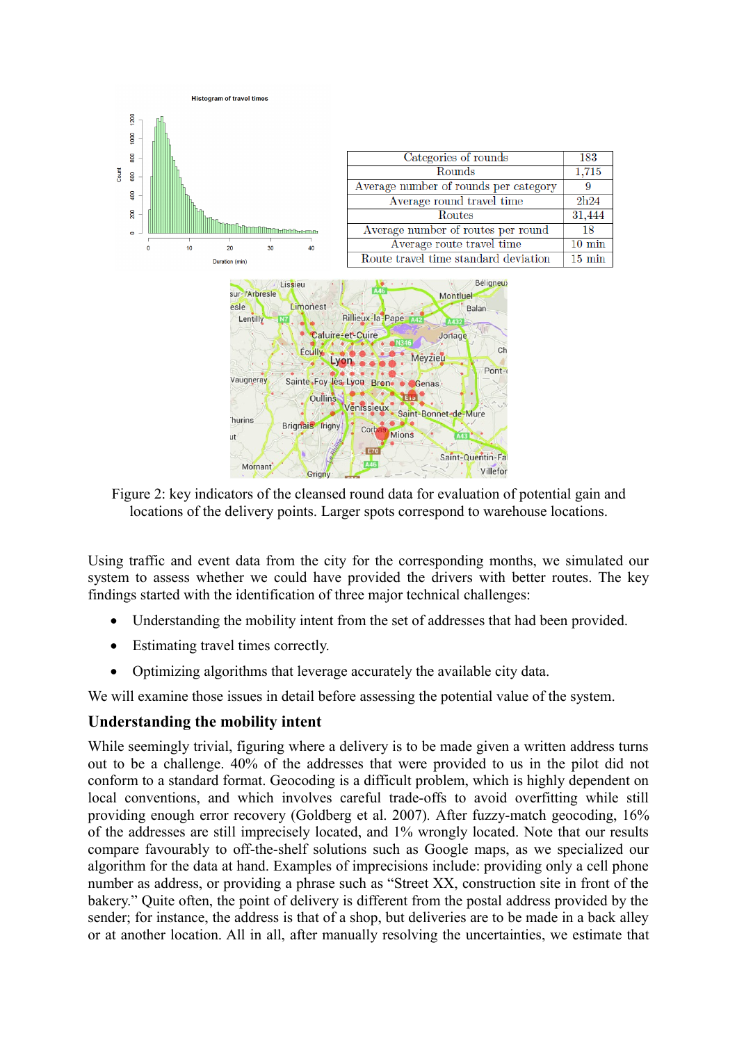| Categories of rounds | 183 |
|---|---|
| Rounds | 1,715 |
| Average number of rounds per category | 9 |
| Average round travel time | 2h24 |
| Routes | 31,444 |
| Average number of routes per round | 18 |
| Average route travel time | 10 min |
| Route travel time standard deviation | 15 min |

Figure 2: key indicators of the cleansed round data for evaluation of potential gain and locations of the delivery points. Larger spots correspond to warehouse locations.

Using traffic and event data from the city for the corresponding months, we simulated our system to assess whether we could have provided the drivers with better routes. The key findings started with the identification of three major technical challenges:

- Understanding the mobility intent from the set of addresses that had been provided.
- Estimating travel times correctly.
- Optimizing algorithms that leverage accurately the available city data.

We will examine those issues in detail before assessing the potential value of the system.

## Understanding the mobility intent

While seemingly trivial, figuring where a delivery is to be made given a written address turns out to be a challenge. 40% of the addresses that were provided to us in the pilot did not conform to a standard format. Geocoding is a difficult problem, which is highly dependent on local conventions, and which involves careful trade-offs to avoid overfitting while still providing enough error recovery (Goldberg et al. 2007). After fuzzy-match geocoding, 16% of the addresses are still imprecisely located, and 1% wrongly located. Note that our results compare favourably to off-the-shelf solutions such as Google maps, as we specialized our algorithm for the data at hand. Examples of imprecisions include: providing only a cell phone number as address, or providing a phrase such as “Street XX, construction site in front of the bakery.” Quite often, the point of delivery is different from the postal address provided by the sender; for instance, the address is that of a shop, but deliveries are to be made in a back alley or at another location. All in all, after manually resolving the uncertainties, we estimate that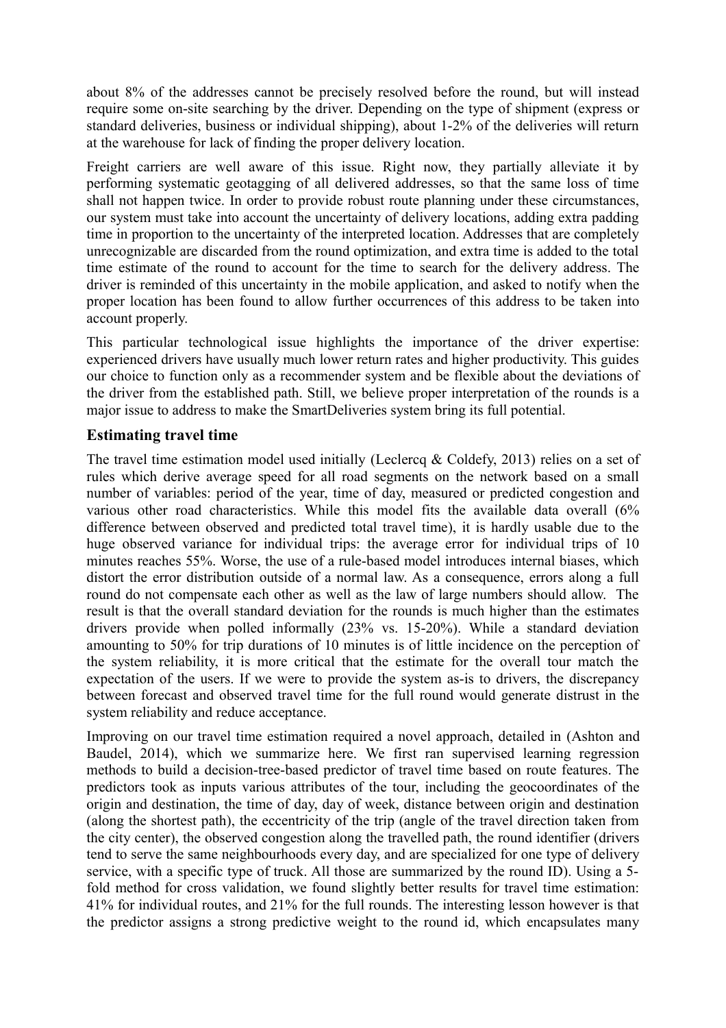about 8% of the addresses cannot be precisely resolved before the round, but will instead require some on-site searching by the driver. Depending on the type of shipment (express or standard deliveries, business or individual shipping), about 1-2% of the deliveries will return at the warehouse for lack of finding the proper delivery location.

Freight carriers are well aware of this issue. Right now, they partially alleviate it by performing systematic geotagging of all delivered addresses, so that the same loss of time shall not happen twice. In order to provide robust route planning under these circumstances, our system must take into account the uncertainty of delivery locations, adding extra padding time in proportion to the uncertainty of the interpreted location. Addresses that are completely unrecognizable are discarded from the round optimization, and extra time is added to the total time estimate of the round to account for the time to search for the delivery address. The driver is reminded of this uncertainty in the mobile application, and asked to notify when the proper location has been found to allow further occurrences of this address to be taken into account properly.

This particular technological issue highlights the importance of the driver expertise: experienced drivers have usually much lower return rates and higher productivity. This guides our choice to function only as a recommender system and be flexible about the deviations of the driver from the established path. Still, we believe proper interpretation of the rounds is a major issue to address to make the SmartDeliveries system bring its full potential.

## Estimating travel time

The travel time estimation model used initially (Leclercq & Coldefy, 2013) relies on a set of rules which derive average speed for all road segments on the network based on a small number of variables: period of the year, time of day, measured or predicted congestion and various other road characteristics. While this model fits the available data overall (6% difference between observed and predicted total travel time), it is hardly usable due to the huge observed variance for individual trips: the average error for individual trips of 10 minutes reaches 55%. Worse, the use of a rule-based model introduces internal biases, which distort the error distribution outside of a normal law. As a consequence, errors along a full round do not compensate each other as well as the law of large numbers should allow. The result is that the overall standard deviation for the rounds is much higher than the estimates drivers provide when polled informally (23% vs. 15-20%). While a standard deviation amounting to 50% for trip durations of 10 minutes is of little incidence on the perception of the system reliability, it is more critical that the estimate for the overall tour match the expectation of the users. If we were to provide the system as-is to drivers, the discrepancy between forecast and observed travel time for the full round would generate distrust in the system reliability and reduce acceptance.

Improving on our travel time estimation required a novel approach, detailed in (Ashton and Baudel, 2014), which we summarize here. We first ran supervised learning regression methods to build a decision-tree-based predictor of travel time based on route features. The predictors took as inputs various attributes of the tour, including the geocoordinates of the origin and destination, the time of day, day of week, distance between origin and destination (along the shortest path), the eccentricity of the trip (angle of the travel direction taken from the city center), the observed congestion along the travelled path, the round identifier (drivers tend to serve the same neighbourhoods every day, and are specialized for one type of delivery service, with a specific type of truck. All those are summarized by the round ID). Using a 5-fold method for cross validation, we found slightly better results for travel time estimation: 41% for individual routes, and 21% for the full rounds. The interesting lesson however is that the predictor assigns a strong predictive weight to the round id, which encapsulates many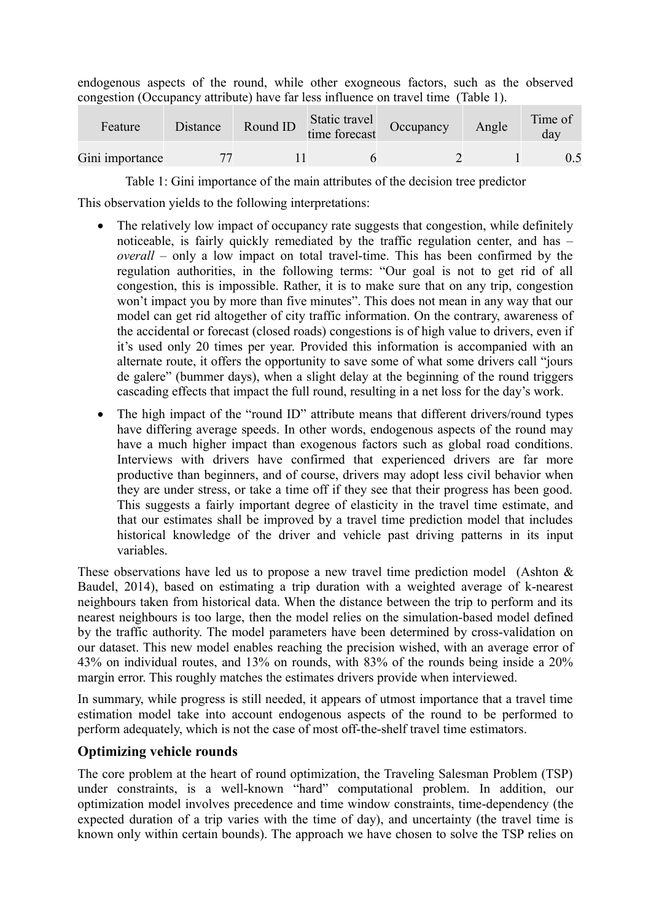endogenous aspects of the round, while other exogneous factors, such as the observed congestion (Occupancy attribute) have far less influence on travel time (Table 1).

| Feature | Distance | Round ID | Static travel time forecast | Occupancy | Angle | Time of day |
|---|---|---|---|---|---|---|
| Gini importance | 77 | 11 | 6 | 2 | 1 | 0.5 |

Table 1: Gini importance of the main attributes of the decision tree predictor

This observation yields to the following interpretations:

- The relatively low impact of occupancy rate suggests that congestion, while definitely noticeable, is fairly quickly remediated by the traffic regulation center, and has – *overall* – only a low impact on total travel-time. This has been confirmed by the regulation authorities, in the following terms: "Our goal is not to get rid of all congestion, this is impossible. Rather, it is to make sure that on any trip, congestion won't impact you by more than five minutes". This does not mean in any way that our model can get rid altogether of city traffic information. On the contrary, awareness of the accidental or forecast (closed roads) congestions is of high value to drivers, even if it's used only 20 times per year. Provided this information is accompanied with an alternate route, it offers the opportunity to save some of what some drivers call "jours de galere" (bummer days), when a slight delay at the beginning of the round triggers cascading effects that impact the full round, resulting in a net loss for the day's work.
- The high impact of the "round ID" attribute means that different drivers/round types have differing average speeds. In other words, endogenous aspects of the round may have a much higher impact than exogenous factors such as global road conditions. Interviews with drivers have confirmed that experienced drivers are far more productive than beginners, and of course, drivers may adopt less civil behavior when they are under stress, or take a time off if they see that their progress has been good. This suggests a fairly important degree of elasticity in the travel time estimate, and that our estimates shall be improved by a travel time prediction model that includes historical knowledge of the driver and vehicle past driving patterns in its input variables.

These observations have led us to propose a new travel time prediction model (Ashton & Baudel, 2014), based on estimating a trip duration with a weighted average of k-nearest neighbours taken from historical data. When the distance between the trip to perform and its nearest neighbours is too large, then the model relies on the simulation-based model defined by the traffic authority. The model parameters have been determined by cross-validation on our dataset. This new model enables reaching the precision wished, with an average error of 43% on individual routes, and 13% on rounds, with 83% of the rounds being inside a 20% margin error. This roughly matches the estimates drivers provide when interviewed.

In summary, while progress is still needed, it appears of utmost importance that a travel time estimation model take into account endogenous aspects of the round to be performed to perform adequately, which is not the case of most off-the-shelf travel time estimators.

### Optimizing vehicle rounds

The core problem at the heart of round optimization, the Traveling Salesman Problem (TSP) under constraints, is a well-known "hard" computational problem. In addition, our optimization model involves precedence and time window constraints, time-dependency (the expected duration of a trip varies with the time of day), and uncertainty (the travel time is known only within certain bounds). The approach we have chosen to solve the TSP relies on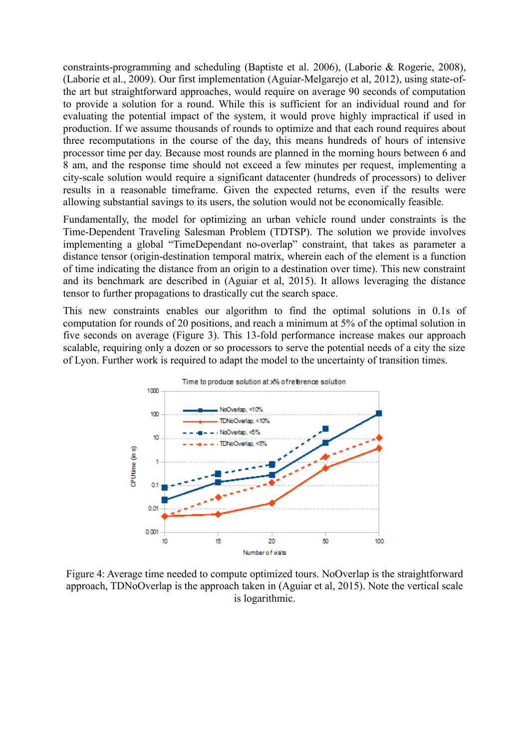constraints-programming and scheduling (Baptiste et al. 2006), (Laborie & Rogerie, 2008), (Laborie et al., 2009). Our first implementation (Aguiar-Melgarejo et al, 2012), using state-of-the art but straightforward approaches, would require on average 90 seconds of computation to provide a solution for a round. While this is sufficient for an individual round and for evaluating the potential impact of the system, it would prove highly impractical if used in production. If we assume thousands of rounds to optimize and that each round requires about three recomputations in the course of the day, this means hundreds of hours of intensive processor time per day. Because most rounds are planned in the morning hours between 6 and 8 am, and the response time should not exceed a few minutes per request, implementing a city-scale solution would require a significant datacenter (hundreds of processors) to deliver results in a reasonable timeframe. Given the expected returns, even if the results were allowing substantial savings to its users, the solution would not be economically feasible.

Fundamentally, the model for optimizing an urban vehicle round under constraints is the Time-Dependent Traveling Salesman Problem (TDTSP). The solution we provide involves implementing a global "TimeDependant no-overlap" constraint, that takes as parameter a distance tensor (origin-destination temporal matrix, wherein each of the element is a function of time indicating the distance from an origin to a destination over time). This new constraint and its benchmark are described in (Aguiar et al, 2015). It allows leveraging the distance tensor to further propagations to drastically cut the search space.

This new constraints enables our algorithm to find the optimal solutions in 0.1s of computation for rounds of 20 positions, and reach a minimum at 5% of the optimal solution in five seconds on average (Figure 3). This 13-fold performance increase makes our approach scalable, requiring only a dozen or so processors to serve the potential needs of a city the size of Lyon. Further work is required to adapt the model to the uncertainty of transition times.

Figure 4: Average time needed to compute optimized tours. NoOverlap is the straightforward approach, TDNoOverlap is the approach taken in (Aguiar et al, 2015). Note the vertical scale is logarithmic.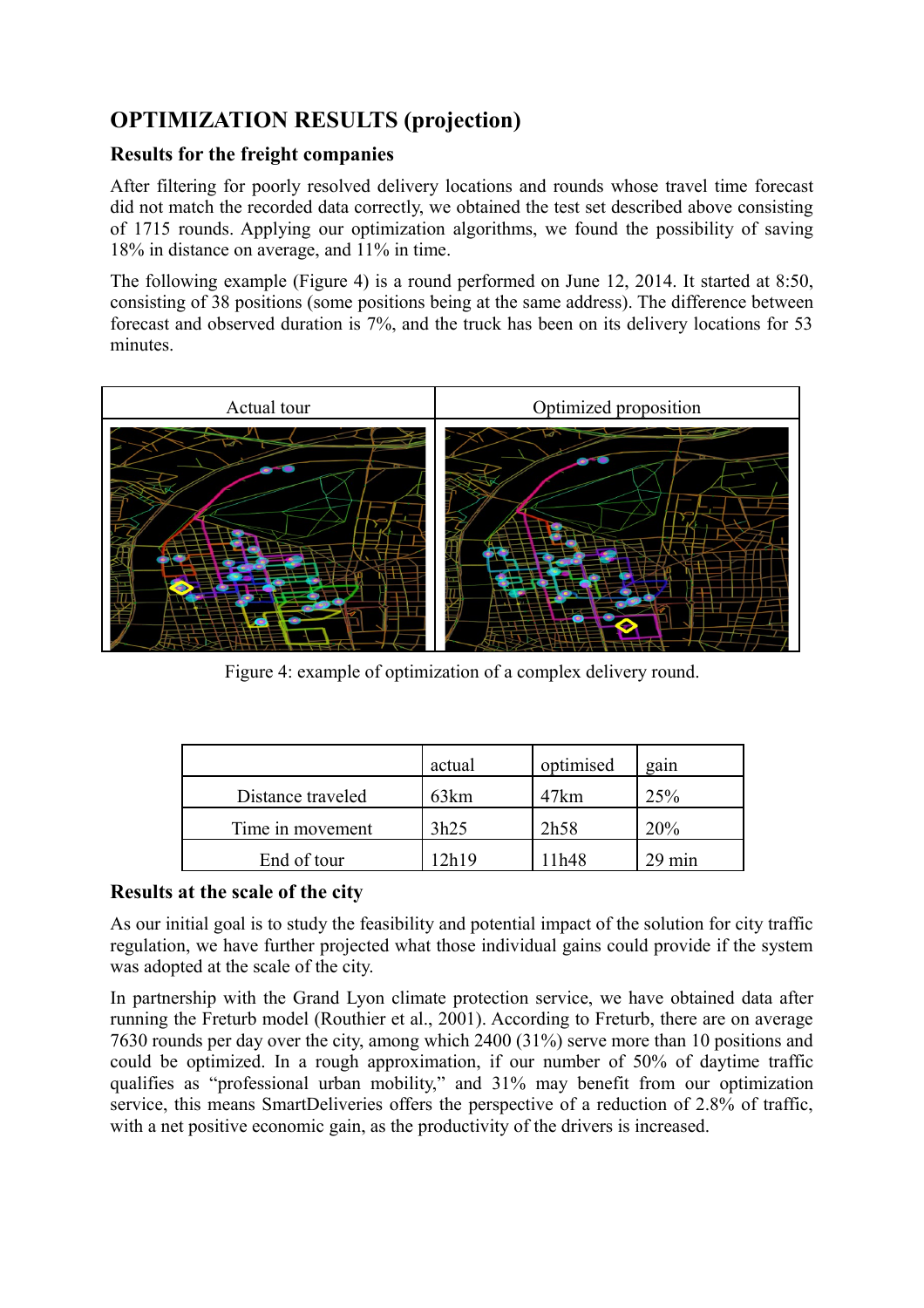## OPTIMIZATION RESULTS (projection)

### Results for the freight companies

After filtering for poorly resolved delivery locations and rounds whose travel time forecast did not match the recorded data correctly, we obtained the test set described above consisting of 1715 rounds. Applying our optimization algorithms, we found the possibility of saving 18% in distance on average, and 11% in time.

The following example (Figure 4) is a round performed on June 12, 2014. It started at 8:50, consisting of 38 positions (some positions being at the same address). The difference between forecast and observed duration is 7%, and the truck has been on its delivery locations for 53 minutes.

| Actual tour | Optimized proposition |
|---|---|

Figure 4: example of optimization of a complex delivery round.

| | actual | optimised | gain |
|---|---|---|---|
| Distance traveled | 63km | 47km | 25% |
| Time in movement | 3h25 | 2h58 | 20% |
| End of tour | 12h19 | 11h48 | 29 min |

### Results at the scale of the city

As our initial goal is to study the feasibility and potential impact of the solution for city traffic regulation, we have further projected what those individual gains could provide if the system was adopted at the scale of the city.

In partnership with the Grand Lyon climate protection service, we have obtained data after running the Freturb model (Routhier et al., 2001). According to Freturb, there are on average 7630 rounds per day over the city, among which 2400 (31%) serve more than 10 positions and could be optimized. In a rough approximation, if our number of 50% of daytime traffic qualifies as "professional urban mobility," and 31% may benefit from our optimization service, this means SmartDeliveries offers the perspective of a reduction of 2.8% of traffic, with a net positive economic gain, as the productivity of the drivers is increased.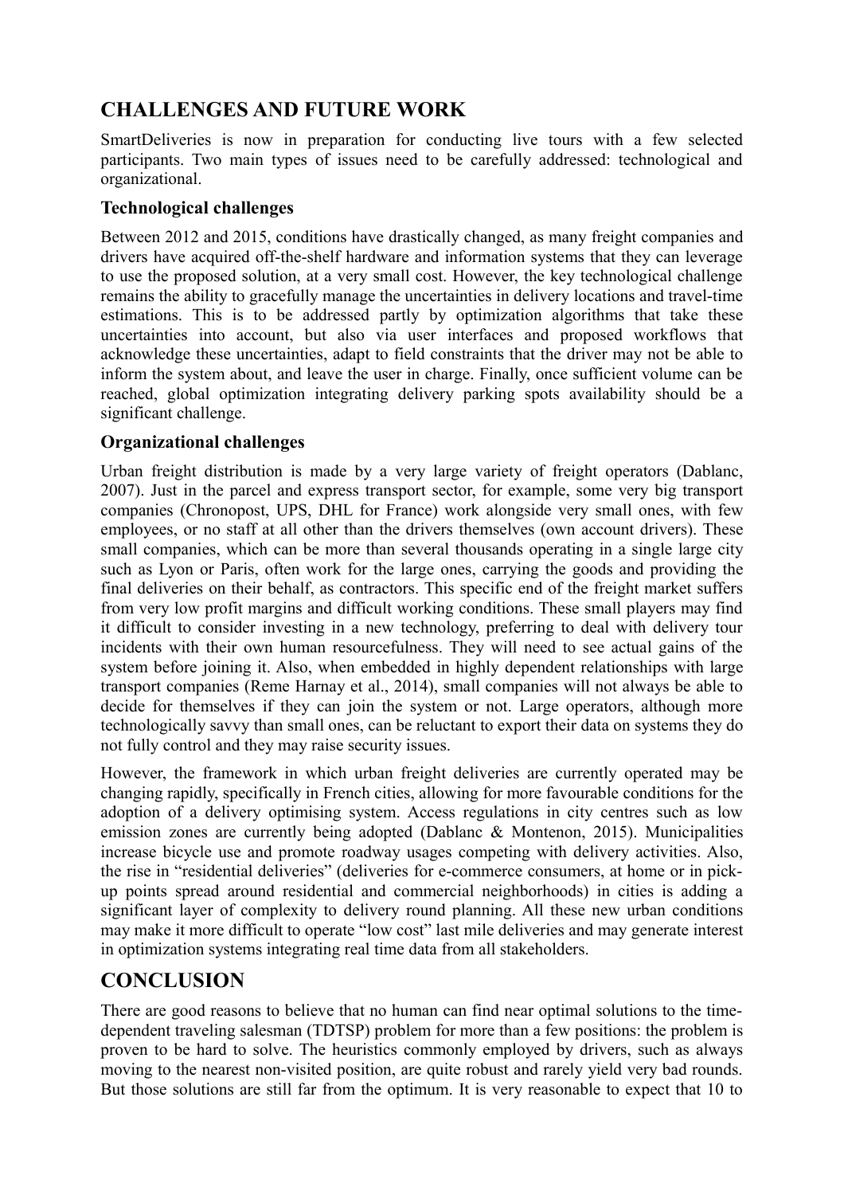## CHALLENGES AND FUTURE WORK

SmartDeliveries is now in preparation for conducting live tours with a few selected participants. Two main types of issues need to be carefully addressed: technological and organizational.

### Technological challenges

Between 2012 and 2015, conditions have drastically changed, as many freight companies and drivers have acquired off-the-shelf hardware and information systems that they can leverage to use the proposed solution, at a very small cost. However, the key technological challenge remains the ability to gracefully manage the uncertainties in delivery locations and travel-time estimations. This is to be addressed partly by optimization algorithms that take these uncertainties into account, but also via user interfaces and proposed workflows that acknowledge these uncertainties, adapt to field constraints that the driver may not be able to inform the system about, and leave the user in charge. Finally, once sufficient volume can be reached, global optimization integrating delivery parking spots availability should be a significant challenge.

### Organizational challenges

Urban freight distribution is made by a very large variety of freight operators (Dablanc, 2007). Just in the parcel and express transport sector, for example, some very big transport companies (Chronopost, UPS, DHL for France) work alongside very small ones, with few employees, or no staff at all other than the drivers themselves (own account drivers). These small companies, which can be more than several thousands operating in a single large city such as Lyon or Paris, often work for the large ones, carrying the goods and providing the final deliveries on their behalf, as contractors. This specific end of the freight market suffers from very low profit margins and difficult working conditions. These small players may find it difficult to consider investing in a new technology, preferring to deal with delivery tour incidents with their own human resourcefulness. They will need to see actual gains of the system before joining it. Also, when embedded in highly dependent relationships with large transport companies (Reme Harnay et al., 2014), small companies will not always be able to decide for themselves if they can join the system or not. Large operators, although more technologically savvy than small ones, can be reluctant to export their data on systems they do not fully control and they may raise security issues.

However, the framework in which urban freight deliveries are currently operated may be changing rapidly, specifically in French cities, allowing for more favourable conditions for the adoption of a delivery optimising system. Access regulations in city centres such as low emission zones are currently being adopted (Dablanc & Montenon, 2015). Municipalities increase bicycle use and promote roadway usages competing with delivery activities. Also, the rise in "residential deliveries" (deliveries for e-commerce consumers, at home or in pick-up points spread around residential and commercial neighborhoods) in cities is adding a significant layer of complexity to delivery round planning. All these new urban conditions may make it more difficult to operate "low cost" last mile deliveries and may generate interest in optimization systems integrating real time data from all stakeholders.

## CONCLUSION

There are good reasons to believe that no human can find near optimal solutions to the time-dependent traveling salesman (TDTSP) problem for more than a few positions: the problem is proven to be hard to solve. The heuristics commonly employed by drivers, such as always moving to the nearest non-visited position, are quite robust and rarely yield very bad rounds. But those solutions are still far from the optimum. It is very reasonable to expect that 10 to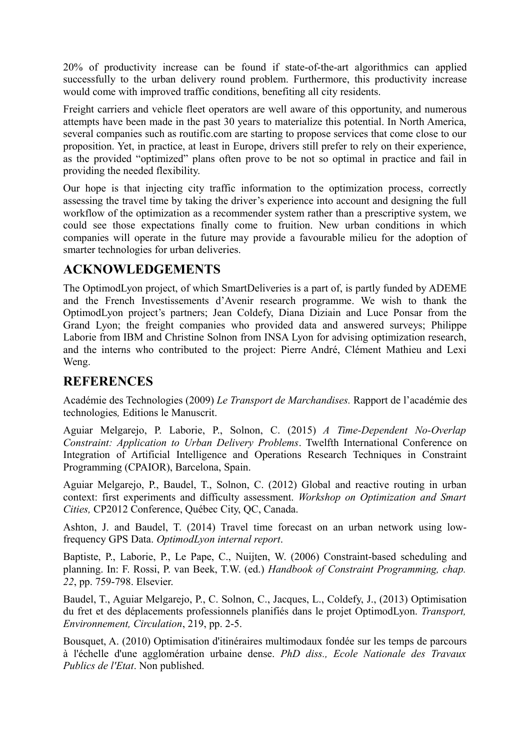20% of productivity increase can be found if state-of-the-art algorithmics can applied successfully to the urban delivery round problem. Furthermore, this productivity increase would come with improved traffic conditions, benefiting all city residents.

Freight carriers and vehicle fleet operators are well aware of this opportunity, and numerous attempts have been made in the past 30 years to materialize this potential. In North America, several companies such as routific.com are starting to propose services that come close to our proposition. Yet, in practice, at least in Europe, drivers still prefer to rely on their experience, as the provided “optimized” plans often prove to be not so optimal in practice and fail in providing the needed flexibility.

Our hope is that injecting city traffic information to the optimization process, correctly assessing the travel time by taking the driver’s experience into account and designing the full workflow of the optimization as a recommender system rather than a prescriptive system, we could see those expectations finally come to fruition. New urban conditions in which companies will operate in the future may provide a favourable milieu for the adoption of smarter technologies for urban deliveries.

## ACKNOWLEDGEMENTS

The OptimodLyon project, of which SmartDeliveries is a part of, is partly funded by ADEME and the French Investissements d’Avenir research programme. We wish to thank the OptimodLyon project’s partners; Jean Coldefy, Diana Diziain and Luce Ponsar from the Grand Lyon; the freight companies who provided data and answered surveys; Philippe Laborie from IBM and Christine Solnon from INSA Lyon for advising optimization research, and the interns who contributed to the project: Pierre André, Clément Mathieu and Lexi Weng.

## REFERENCES

Académie des Technologies (2009) *Le Transport de Marchandises.* Rapport de l’académie des technologies*,* Editions le Manuscrit.

Aguiar Melgarejo, P. Laborie, P., Solnon, C. (2015) *A Time-Dependent No-Overlap Constraint: Application to Urban Delivery Problems*. Twelfth International Conference on Integration of Artificial Intelligence and Operations Research Techniques in Constraint Programming (CPAIOR), Barcelona, Spain.

Aguiar Melgarejo, P., Baudel, T., Solnon, C. (2012) Global and reactive routing in urban context: first experiments and difficulty assessment. *Workshop on Optimization and Smart Cities,* CP2012 Conference, Québec City, QC, Canada.

Ashton, J. and Baudel, T. (2014) Travel time forecast on an urban network using low-frequency GPS Data. *OptimodLyon internal report*.

Baptiste, P., Laborie, P., Le Pape, C., Nuijten, W. (2006) Constraint-based scheduling and planning. In: F. Rossi, P. van Beek, T.W. (ed.) *Handbook of Constraint Programming, chap. 22*, pp. 759-798. Elsevier.

Baudel, T., Aguiar Melgarejo, P., C. Solnon, C., Jacques, L., Coldefy, J., (2013) Optimisation du fret et des déplacements professionnels planifiés dans le projet OptimodLyon. *Transport, Environnement, Circulation*, 219, pp. 2-5.

Bousquet, A. (2010) Optimisation d'itinéraires multimodaux fondée sur les temps de parcours à l'échelle d'une agglomération urbaine dense. *PhD diss., Ecole Nationale des Travaux Publics de l'Etat*. Non published.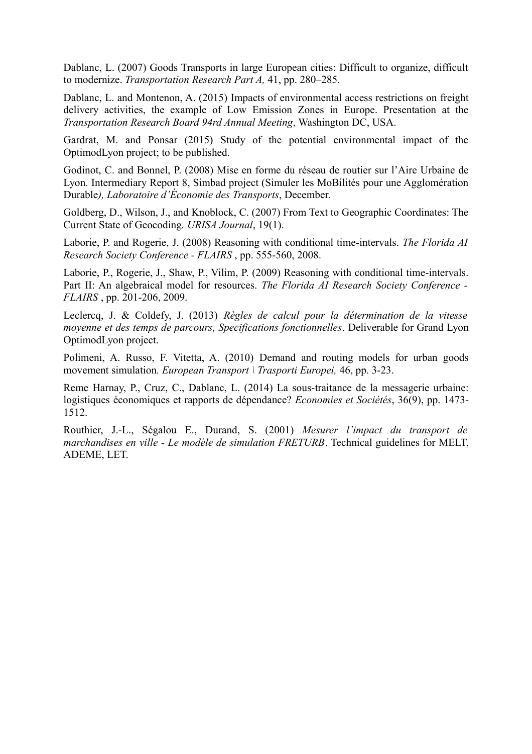Dablanc, L. (2007) Goods Transports in large European cities: Difficult to organize, difficult to modernize. *Transportation Research Part A,* 41, pp. 280–285.

Dablanc, L. and Montenon, A. (2015) Impacts of environmental access restrictions on freight delivery activities, the example of Low Emission Zones in Europe. Presentation at the *Transportation Research Board 94rd Annual Meeting*, Washington DC, USA.

Gardrat, M. and Ponsar (2015) Study of the potential environmental impact of the OptimodLyon project; to be published.

Godinot, C. and Bonnel, P. (2008) Mise en forme du réseau de routier sur l'Aire Urbaine de Lyon*.* Intermediary Report 8, Simbad project (Simuler les MoBilités pour une Agglomération Durable*), Laboratoire d'Économie des Transports*, December.

Goldberg, D., Wilson, J., and Knoblock, C. (2007) From Text to Geographic Coordinates: The Current State of Geocoding*. URISA Journal*, 19(1).

Laborie, P. and Rogerie, J. (2008) Reasoning with conditional time-intervals. *The Florida AI Research Society Conference - FLAIRS* , pp. 555-560, 2008.

Laborie, P., Rogerie, J., Shaw, P., Vilim, P. (2009) Reasoning with conditional time-intervals. Part II: An algebraical model for resources. *The Florida AI Research Society Conference - FLAIRS* , pp. 201-206, 2009.

Leclercq, J. & Coldefy, J. (2013) *Règles de calcul pour la détermination de la vitesse moyenne et des temps de parcours, Specifications fonctionnelles*. Deliverable for Grand Lyon OptimodLyon project.

Polimeni, A. Russo, F. Vitetta, A. (2010) Demand and routing models for urban goods movement simulation*. European Transport \ Trasporti Europei,* 46, pp. 3-23.

Reme Harnay, P., Cruz, C., Dablanc, L. (2014) La sous-traitance de la messagerie urbaine: logistiques économiques et rapports de dépendance? *Economies et Sociétés*, 36(9), pp. 1473-1512.

Routhier, J.-L., Ségalou E., Durand, S. (2001) *Mesurer l'impact du transport de marchandises en ville - Le modèle de simulation FRETURB*. Technical guidelines for MELT, ADEME, LET.